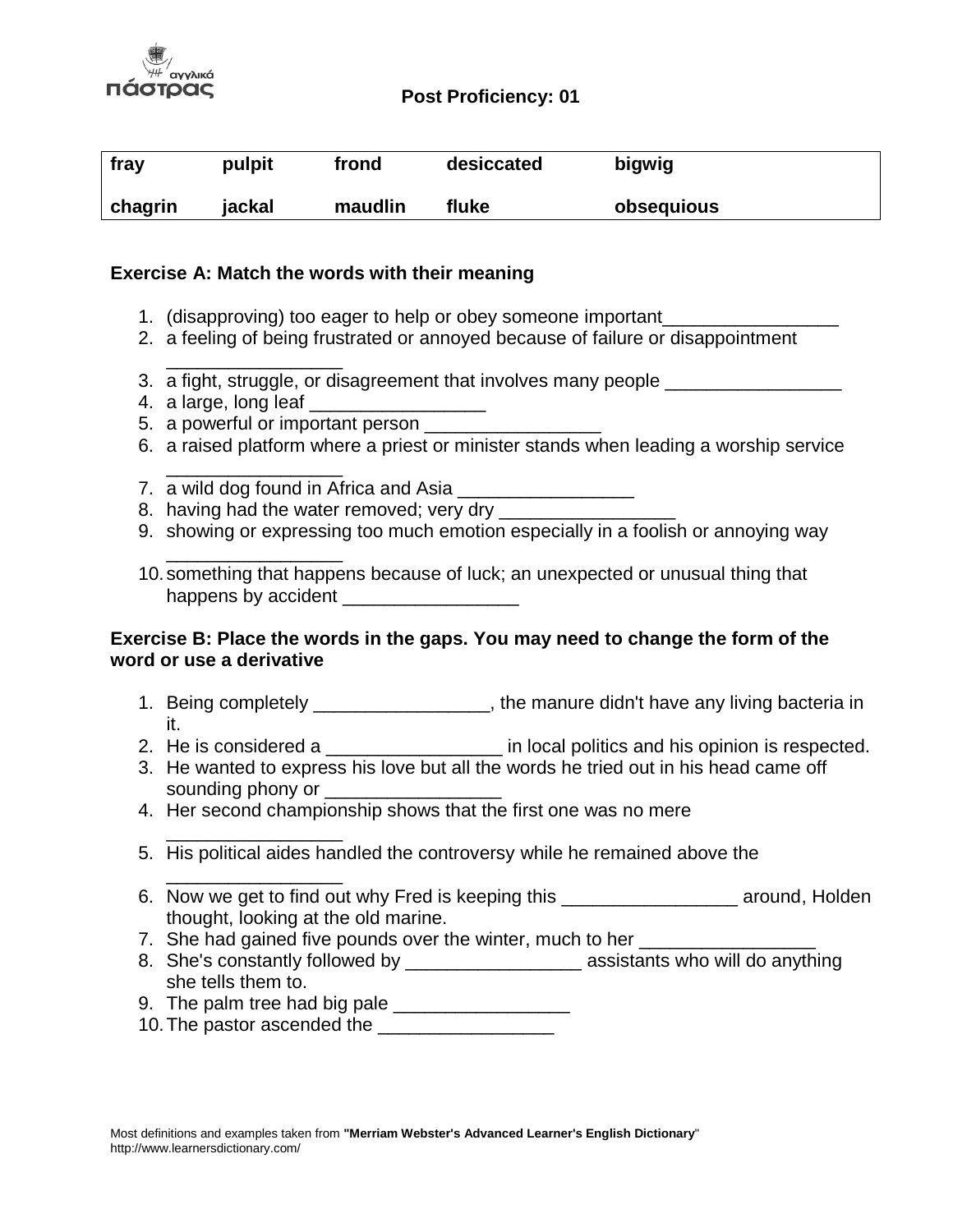Post Proficiency: 01

| fray | pulpit | frond | desiccated | bigwig |
|---|---|---|---|---|
| chagrin | jackal | maudlin | fluke | obsequious |

**Exercise A: Match the words with their meaning**

1. (disapproving) too eager to help or obey someone important_________________
2. a feeling of being frustrated or annoyed because of failure or disappointment _________________
3. a fight, struggle, or disagreement that involves many people _________________
4. a large, long leaf _________________
5. a powerful or important person _________________
6. a raised platform where a priest or minister stands when leading a worship service _________________
7. a wild dog found in Africa and Asia _________________
8. having had the water removed; very dry _________________
9. showing or expressing too much emotion especially in a foolish or annoying way _________________
10. something that happens because of luck; an unexpected or unusual thing that happens by accident _________________

**Exercise B: Place the words in the gaps. You may need to change the form of the word or use a derivative**

1. Being completely _________________, the manure didn't have any living bacteria in it.
2. He is considered a _________________ in local politics and his opinion is respected.
3. He wanted to express his love but all the words he tried out in his head came off sounding phony or _________________
4. Her second championship shows that the first one was no mere _________________
5. His political aides handled the controversy while he remained above the _________________
6. Now we get to find out why Fred is keeping this _________________ around, Holden thought, looking at the old marine.
7. She had gained five pounds over the winter, much to her _________________
8. She's constantly followed by _________________ assistants who will do anything she tells them to.
9. The palm tree had big pale _________________
10. The pastor ascended the _________________

Most definitions and examples taken from **"Merriam Webster's Advanced Learner's English Dictionary"**
http://www.learnersdictionary.com/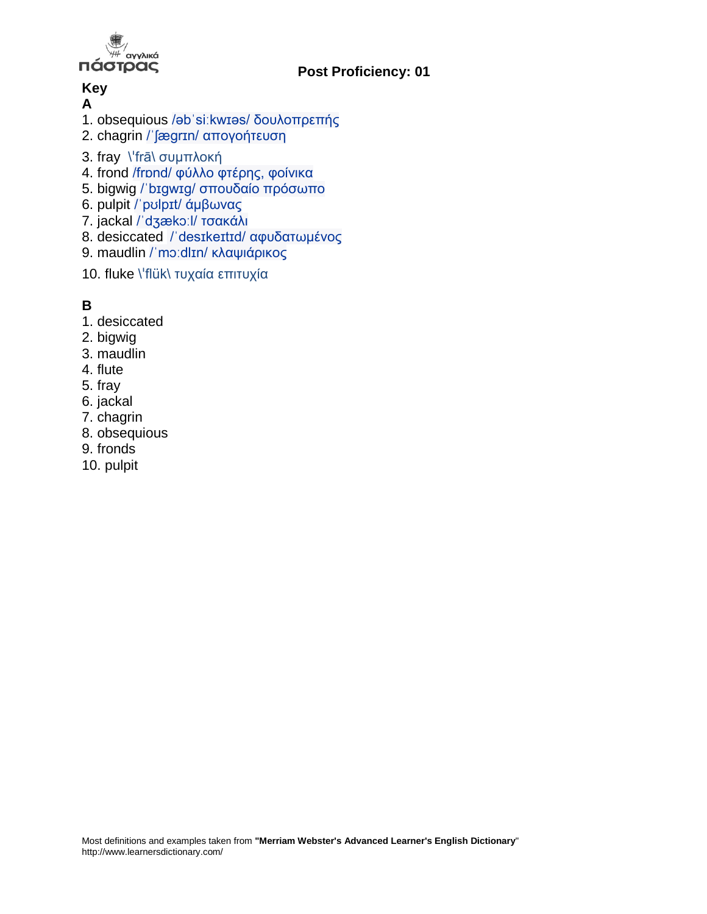## Post Proficiency: 01

**Key**

**A**

1. obsequious /əbˈsiːkwɪəs/ δουλοπρεπής
2. chagrin /ˈʃægrɪn/ απογοήτευση
3. fray \ˈfrā\ συμπλοκή
4. frond /frɒnd/ φύλλο φτέρης, φοίνικα
5. bigwig /ˈbɪgwɪg/ σπουδαίο πρόσωπο
6. pulpit /ˈpʊlpɪt/ άμβωνας
7. jackal /ˈdʒækɔːl/ τσακάλι
8. desiccated /ˈdesɪkeɪtɪd/ αφυδατωμένος
9. maudlin /ˈmɔːdlɪn/ κλαψιάρικος
10. fluke \ˈflük\ τυχαία επιτυχία

**B**

1. desiccated
2. bigwig
3. maudlin
4. flute
5. fray
6. jackal
7. chagrin
8. obsequious
9. fronds
10. pulpit

Most definitions and examples taken from **"Merriam Webster's Advanced Learner's English Dictionary"**
http://www.learnersdictionary.com/